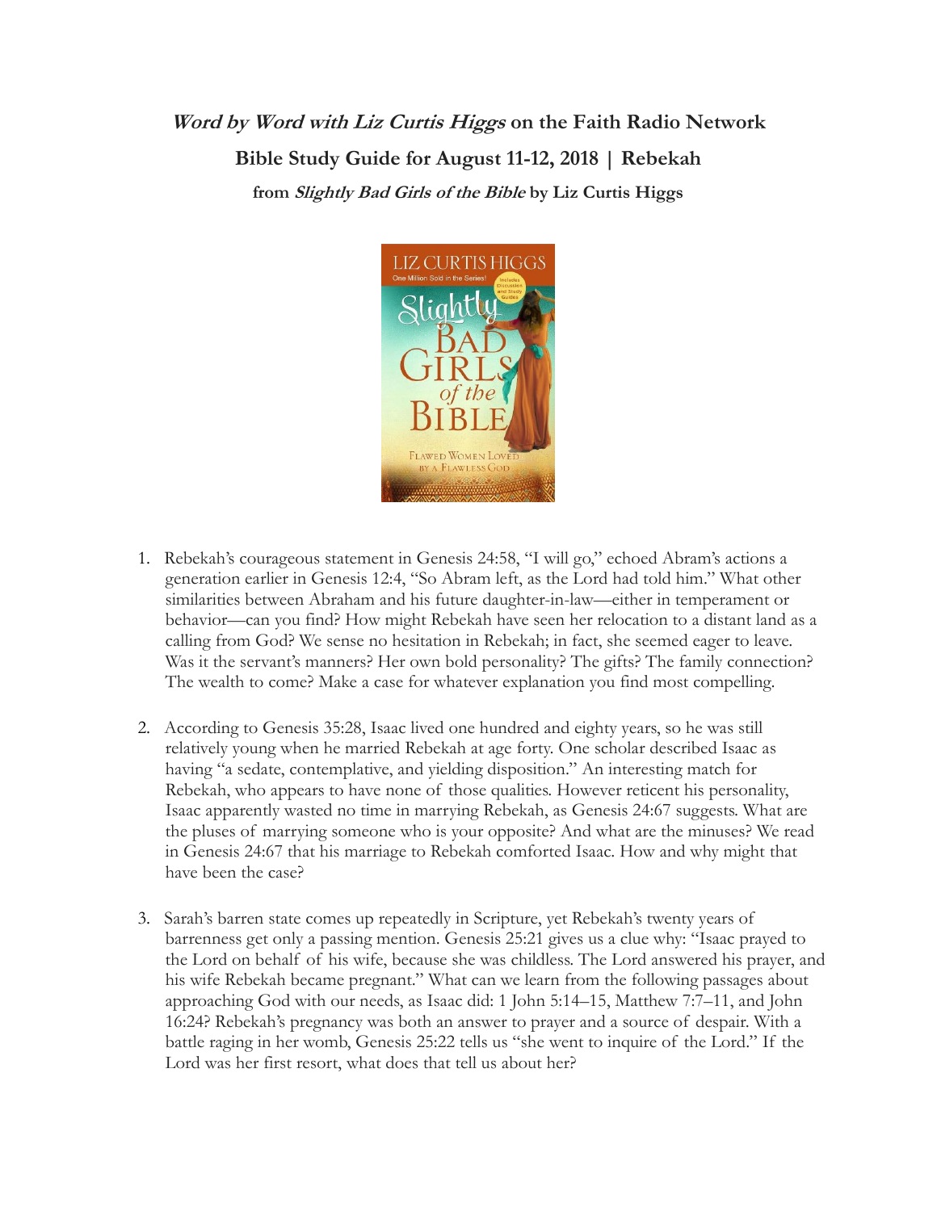***Word by Word with Liz Curtis Higgs* on the Faith Radio Network**

**Bible Study Guide for August 11-12, 2018 | Rebekah**

**from *Slightly Bad Girls of the Bible* by Liz Curtis Higgs**

1. Rebekah's courageous statement in Genesis 24:58, "I will go," echoed Abram's actions a generation earlier in Genesis 12:4, "So Abram left, as the Lord had told him." What other similarities between Abraham and his future daughter-in-law—either in temperament or behavior—can you find? How might Rebekah have seen her relocation to a distant land as a calling from God? We sense no hesitation in Rebekah; in fact, she seemed eager to leave. Was it the servant's manners? Her own bold personality? The gifts? The family connection? The wealth to come? Make a case for whatever explanation you find most compelling.

2. According to Genesis 35:28, Isaac lived one hundred and eighty years, so he was still relatively young when he married Rebekah at age forty. One scholar described Isaac as having "a sedate, contemplative, and yielding disposition." An interesting match for Rebekah, who appears to have none of those qualities. However reticent his personality, Isaac apparently wasted no time in marrying Rebekah, as Genesis 24:67 suggests. What are the pluses of marrying someone who is your opposite? And what are the minuses? We read in Genesis 24:67 that his marriage to Rebekah comforted Isaac. How and why might that have been the case?

3. Sarah's barren state comes up repeatedly in Scripture, yet Rebekah's twenty years of barrenness get only a passing mention. Genesis 25:21 gives us a clue why: "Isaac prayed to the Lord on behalf of his wife, because she was childless. The Lord answered his prayer, and his wife Rebekah became pregnant." What can we learn from the following passages about approaching God with our needs, as Isaac did: 1 John 5:14–15, Matthew 7:7–11, and John 16:24? Rebekah's pregnancy was both an answer to prayer and a source of despair. With a battle raging in her womb, Genesis 25:22 tells us "she went to inquire of the Lord." If the Lord was her first resort, what does that tell us about her?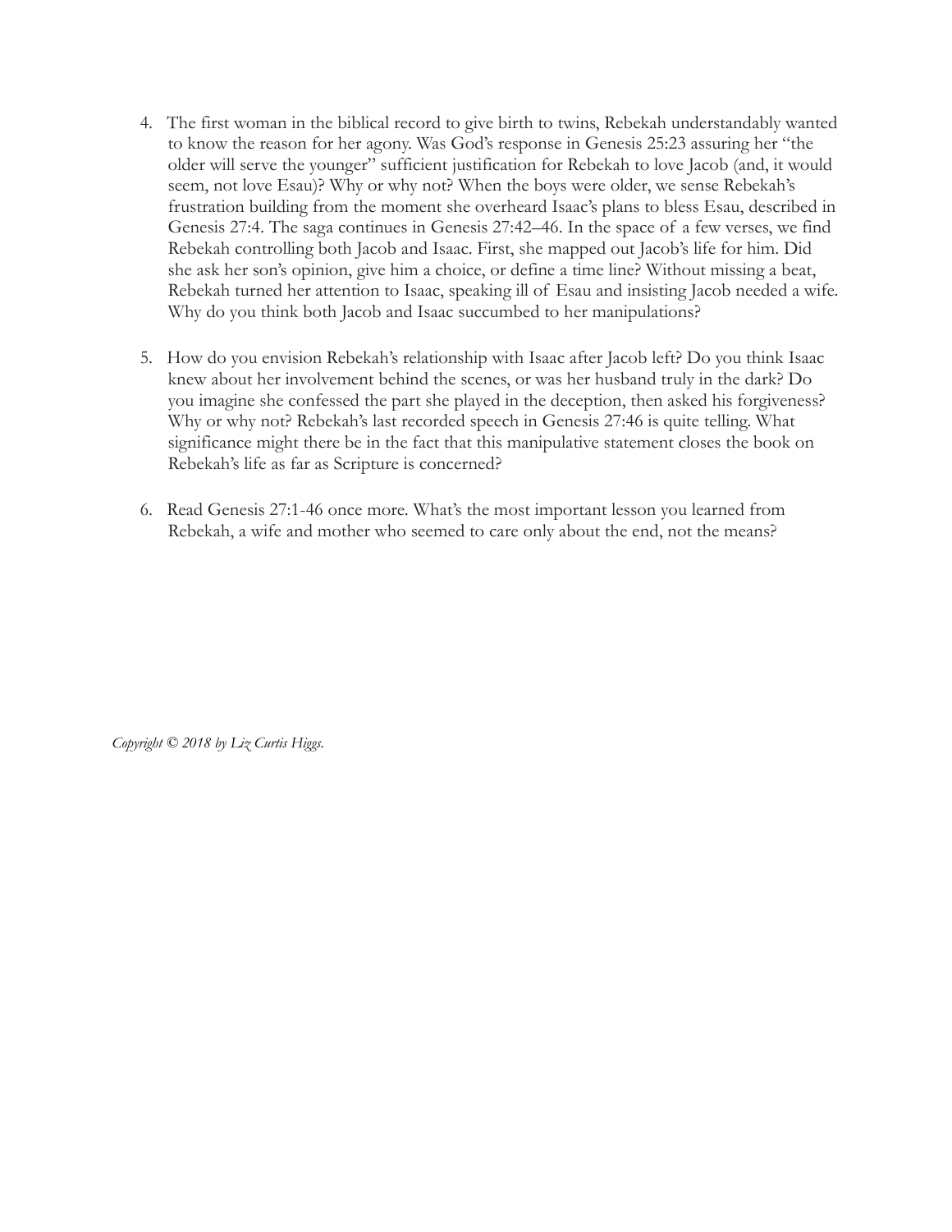4. The first woman in the biblical record to give birth to twins, Rebekah understandably wanted to know the reason for her agony. Was God's response in Genesis 25:23 assuring her "the older will serve the younger" sufficient justification for Rebekah to love Jacob (and, it would seem, not love Esau)? Why or why not? When the boys were older, we sense Rebekah's frustration building from the moment she overheard Isaac's plans to bless Esau, described in Genesis 27:4. The saga continues in Genesis 27:42–46. In the space of a few verses, we find Rebekah controlling both Jacob and Isaac. First, she mapped out Jacob's life for him. Did she ask her son's opinion, give him a choice, or define a time line? Without missing a beat, Rebekah turned her attention to Isaac, speaking ill of Esau and insisting Jacob needed a wife. Why do you think both Jacob and Isaac succumbed to her manipulations?

5. How do you envision Rebekah's relationship with Isaac after Jacob left? Do you think Isaac knew about her involvement behind the scenes, or was her husband truly in the dark? Do you imagine she confessed the part she played in the deception, then asked his forgiveness? Why or why not? Rebekah's last recorded speech in Genesis 27:46 is quite telling. What significance might there be in the fact that this manipulative statement closes the book on Rebekah's life as far as Scripture is concerned?

6. Read Genesis 27:1-46 once more. What's the most important lesson you learned from Rebekah, a wife and mother who seemed to care only about the end, not the means?

*Copyright © 2018 by Liz Curtis Higgs.*